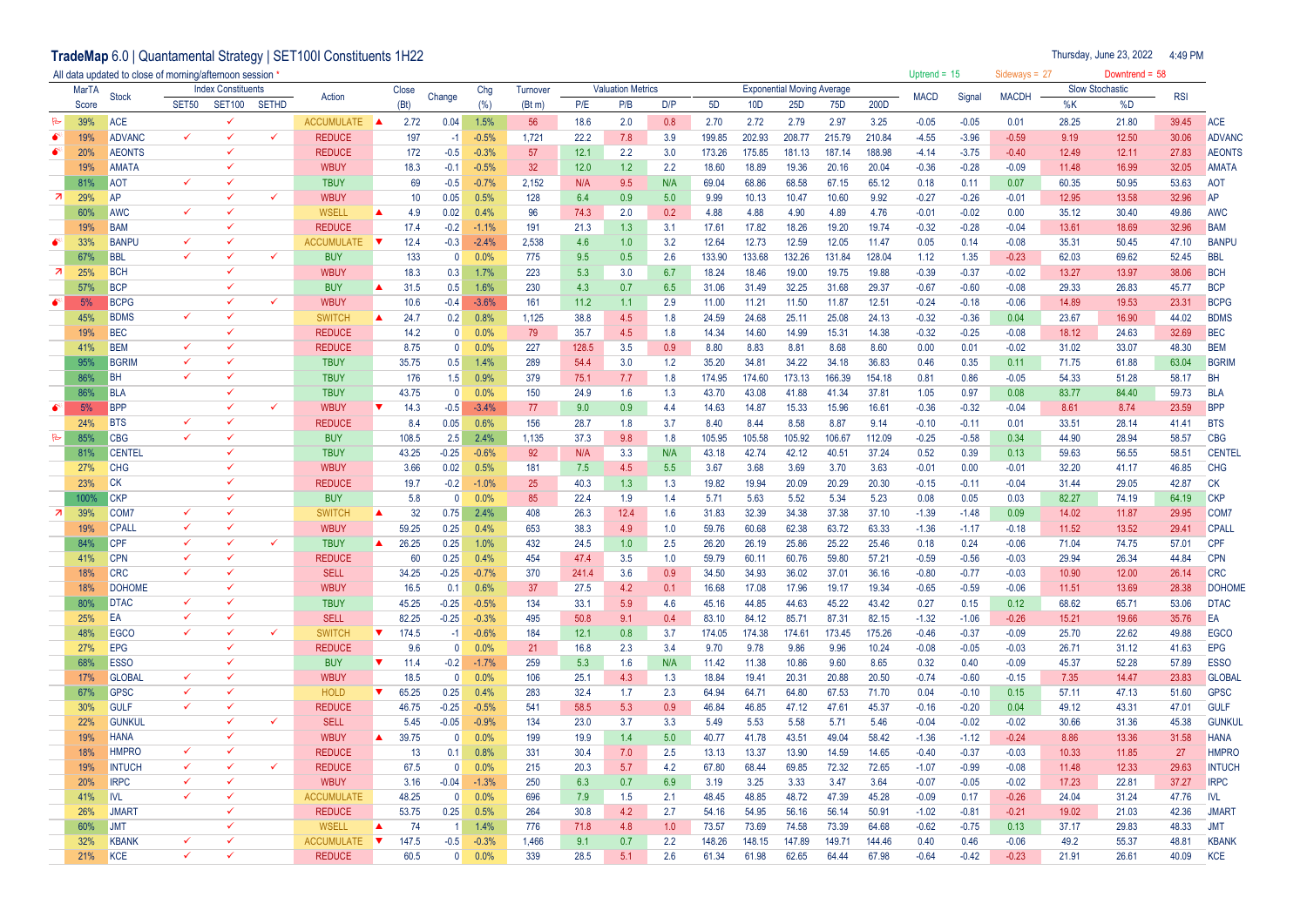**TradeMap** 6.0 | Quantamental Strategy | SET100I Constituents 1H22

Thursday, June 23, 2022 4:49 PM

All data updated to close of morning/afternoon session *

Uptrend = 15 Sideways = 27 Downtrend = 58

| MarTA Score | Stock | SET50 | SET100 | SETHD | Action | | Close (Bt) | Change | Chg (%) | Turnover (Bt m) | P/E | P/B | D/P | 5D | 10D | 25D | 75D | 200D | MACD | Signal | MACDH | %K | %D | RSI | |
|---|---|---|---|---|---|---|---|---|---|---|---|---|---|---|---|---|---|---|---|---|---|---|---|---|---|
| 39% | ACE | | ✓ | | ACCUMULATE | ▲ | 2.72 | 0.04 | 1.5% | 56 | 18.6 | 2.0 | 0.8 | 2.70 | 2.72 | 2.79 | 2.97 | 3.25 | -0.05 | -0.05 | 0.01 | 28.25 | 21.80 | 39.45 | ACE |
| 19% | ADVANC | ✓ | ✓ | ✓ | REDUCE | | 197 | -1 | -0.5% | 1,721 | 22.2 | 7.8 | 3.9 | 199.85 | 202.93 | 208.77 | 215.79 | 210.84 | -4.55 | -3.96 | -0.59 | 9.19 | 12.50 | 30.06 | ADVANC |
| 20% | AEONTS | | ✓ | | REDUCE | | 172 | -0.5 | -0.3% | 57 | 12.1 | 2.2 | 3.0 | 173.26 | 175.85 | 181.13 | 187.14 | 188.98 | -4.14 | -3.75 | -0.40 | 12.49 | 12.11 | 27.83 | AEONTS |
| 19% | AMATA | | ✓ | | WBUY | | 18.3 | -0.1 | -0.5% | 32 | 12.0 | 1.2 | 2.2 | 18.60 | 18.89 | 19.36 | 20.16 | 20.04 | -0.36 | -0.28 | -0.09 | 11.48 | 16.99 | 32.05 | AMATA |
| 81% | AOT | ✓ | ✓ | | TBUY | | 69 | -0.5 | -0.7% | 2,152 | N/A | 9.5 | N/A | 69.04 | 68.86 | 68.58 | 67.15 | 65.12 | 0.18 | 0.11 | 0.07 | 60.35 | 50.95 | 53.63 | AOT |
| 29% | AP | | ✓ | ✓ | WBUY | | 10 | 0.05 | 0.5% | 128 | 6.4 | 0.9 | 5.0 | 9.99 | 10.13 | 10.47 | 10.60 | 9.92 | -0.27 | -0.26 | -0.01 | 12.95 | 13.58 | 32.96 | AP |
| 60% | AWC | ✓ | ✓ | | WSELL | ▲ | 4.9 | 0.02 | 0.4% | 96 | 74.3 | 2.0 | 0.2 | 4.88 | 4.88 | 4.90 | 4.89 | 4.76 | -0.01 | -0.02 | 0.00 | 35.12 | 30.40 | 49.86 | AWC |
| 19% | BAM | | ✓ | | REDUCE | | 17.4 | -0.2 | -1.1% | 191 | 21.3 | 1.3 | 3.1 | 17.61 | 17.82 | 18.26 | 19.20 | 19.74 | -0.32 | -0.28 | -0.04 | 13.61 | 18.69 | 32.96 | BAM |
| 33% | BANPU | ✓ | ✓ | | ACCUMULATE | ▼ | 12.4 | -0.3 | -2.4% | 2,538 | 4.6 | 1.0 | 3.2 | 12.64 | 12.73 | 12.59 | 12.05 | 11.47 | 0.05 | 0.14 | -0.08 | 35.31 | 50.45 | 47.10 | BANPU |
| 67% | BBL | ✓ | ✓ | ✓ | BUY | | 133 | 0 | 0.0% | 775 | 9.5 | 0.5 | 2.6 | 133.90 | 133.68 | 132.26 | 131.84 | 128.04 | 1.12 | 1.35 | -0.23 | 62.03 | 69.62 | 52.45 | BBL |
| 25% | BCH | | ✓ | | WBUY | | 18.3 | 0.3 | 1.7% | 223 | 5.3 | 3.0 | 6.7 | 18.24 | 18.46 | 19.00 | 19.75 | 19.88 | -0.39 | -0.37 | -0.02 | 13.27 | 13.97 | 38.06 | BCH |
| 57% | BCP | | ✓ | | BUY | ▲ | 31.5 | 0.5 | 1.6% | 230 | 4.3 | 0.7 | 6.5 | 31.06 | 31.49 | 32.25 | 31.68 | 29.37 | -0.67 | -0.60 | -0.08 | 29.33 | 26.83 | 45.77 | BCP |
| 5% | BCPG | | ✓ | ✓ | WBUY | | 10.6 | -0.4 | -3.6% | 161 | 11.2 | 1.1 | 2.9 | 11.00 | 11.21 | 11.50 | 11.87 | 12.51 | -0.24 | -0.18 | -0.06 | 14.89 | 19.53 | 23.31 | BCPG |
| 45% | BDMS | ✓ | ✓ | | SWITCH | ▲ | 24.7 | 0.2 | 0.8% | 1,125 | 38.8 | 4.5 | 1.8 | 24.59 | 24.68 | 25.11 | 25.08 | 24.13 | -0.32 | -0.36 | 0.04 | 23.67 | 16.90 | 44.02 | BDMS |
| 19% | BEC | | ✓ | | REDUCE | | 14.2 | 0 | 0.0% | 79 | 35.7 | 4.5 | 1.8 | 14.34 | 14.60 | 14.99 | 15.31 | 14.38 | -0.32 | -0.25 | -0.08 | 18.12 | 24.63 | 32.69 | BEC |
| 41% | BEM | ✓ | ✓ | | REDUCE | | 8.75 | 0 | 0.0% | 227 | 128.5 | 3.5 | 0.9 | 8.80 | 8.83 | 8.81 | 8.68 | 8.60 | 0.00 | 0.01 | -0.02 | 31.02 | 33.07 | 48.30 | BEM |
| 95% | BGRIM | ✓ | ✓ | | TBUY | | 35.75 | 0.5 | 1.4% | 289 | 54.4 | 3.0 | 1.2 | 35.20 | 34.81 | 34.22 | 34.18 | 36.83 | 0.46 | 0.35 | 0.11 | 71.75 | 61.88 | 63.04 | BGRIM |
| 86% | BH | ✓ | ✓ | | TBUY | | 176 | 1.5 | 0.9% | 379 | 75.1 | 7.7 | 1.8 | 174.95 | 174.60 | 173.13 | 166.39 | 154.18 | 0.81 | 0.86 | -0.05 | 54.33 | 51.28 | 58.17 | BH |
| 86% | BLA | | ✓ | | TBUY | | 43.75 | 0 | 0.0% | 150 | 24.9 | 1.6 | 1.3 | 43.70 | 43.08 | 41.88 | 41.34 | 37.81 | 1.05 | 0.97 | 0.08 | 83.77 | 84.40 | 59.73 | BLA |
| 5% | BPP | | ✓ | ✓ | WBUY | ▼ | 14.3 | -0.5 | -3.4% | 77 | 9.0 | 0.9 | 4.4 | 14.63 | 14.87 | 15.33 | 15.96 | 16.61 | -0.36 | -0.32 | -0.04 | 8.61 | 8.74 | 23.59 | BPP |
| 24% | BTS | ✓ | ✓ | | REDUCE | | 8.4 | 0.05 | 0.6% | 156 | 28.7 | 1.8 | 3.7 | 8.40 | 8.44 | 8.58 | 8.87 | 9.14 | -0.10 | -0.11 | 0.01 | 33.51 | 28.14 | 41.41 | BTS |
| 85% | CBG | ✓ | ✓ | | BUY | | 108.5 | 2.5 | 2.4% | 1,135 | 37.3 | 9.8 | 1.8 | 105.95 | 105.58 | 105.92 | 106.67 | 112.09 | -0.25 | -0.58 | 0.34 | 44.90 | 28.94 | 58.57 | CBG |
| 81% | CENTEL | | ✓ | | TBUY | | 43.25 | -0.25 | -0.6% | 92 | N/A | 3.3 | N/A | 43.18 | 42.74 | 42.12 | 40.51 | 37.24 | 0.52 | 0.39 | 0.13 | 59.63 | 56.55 | 58.51 | CENTEL |
| 27% | CHG | | ✓ | | WBUY | | 3.66 | 0.02 | 0.5% | 181 | 7.5 | 4.5 | 5.5 | 3.67 | 3.68 | 3.69 | 3.70 | 3.63 | -0.01 | 0.00 | -0.01 | 32.20 | 41.17 | 46.85 | CHG |
| 23% | CK | | ✓ | | REDUCE | | 19.7 | -0.2 | -1.0% | 25 | 40.3 | 1.3 | 1.3 | 19.82 | 19.94 | 20.09 | 20.29 | 20.30 | -0.15 | -0.11 | -0.04 | 31.44 | 29.05 | 42.87 | CK |
| 100% | CKP | | ✓ | | BUY | | 5.8 | 0 | 0.0% | 85 | 22.4 | 1.9 | 1.4 | 5.71 | 5.63 | 5.52 | 5.34 | 5.23 | 0.08 | 0.05 | 0.03 | 82.27 | 74.19 | 64.19 | CKP |
| 39% | COM7 | ✓ | ✓ | | SWITCH | ▲ | 32 | 0.75 | 2.4% | 408 | 26.3 | 12.4 | 1.6 | 31.83 | 32.39 | 34.38 | 37.38 | 37.10 | -1.39 | -1.48 | 0.09 | 14.02 | 11.87 | 29.95 | COM7 |
| 19% | CPALL | ✓ | ✓ | | WBUY | | 59.25 | 0.25 | 0.4% | 653 | 38.3 | 4.9 | 1.0 | 59.76 | 60.68 | 62.38 | 63.72 | 63.33 | -1.36 | -1.17 | -0.18 | 11.52 | 13.52 | 29.41 | CPALL |
| 84% | CPF | ✓ | ✓ | ✓ | TBUY | ▲ | 26.25 | 0.25 | 1.0% | 432 | 24.5 | 1.0 | 2.5 | 26.20 | 26.19 | 25.86 | 25.22 | 25.46 | 0.18 | 0.24 | -0.06 | 71.04 | 74.75 | 57.01 | CPF |
| 41% | CPN | ✓ | ✓ | | REDUCE | | 60 | 0.25 | 0.4% | 454 | 47.4 | 3.5 | 1.0 | 59.79 | 60.11 | 60.76 | 59.80 | 57.21 | -0.59 | -0.56 | -0.03 | 29.94 | 26.34 | 44.84 | CPN |
| 18% | CRC | ✓ | ✓ | | SELL | | 34.25 | -0.25 | -0.7% | 370 | 241.4 | 3.6 | 0.9 | 34.50 | 34.93 | 36.02 | 37.01 | 36.16 | -0.80 | -0.77 | -0.03 | 10.90 | 12.00 | 26.14 | CRC |
| 18% | DOHOME | | ✓ | | WBUY | | 16.5 | 0.1 | 0.6% | 37 | 27.5 | 4.2 | 0.1 | 16.68 | 17.08 | 17.96 | 19.17 | 19.34 | -0.65 | -0.59 | -0.06 | 11.51 | 13.69 | 28.38 | DOHOME |
| 80% | DTAC | ✓ | ✓ | | TBUY | | 45.25 | -0.25 | -0.5% | 134 | 33.1 | 5.9 | 4.6 | 45.16 | 44.85 | 44.63 | 45.22 | 43.42 | 0.27 | 0.15 | 0.12 | 68.62 | 65.71 | 53.06 | DTAC |
| 25% | EA | ✓ | ✓ | | SELL | | 82.25 | -0.25 | -0.3% | 495 | 50.8 | 9.1 | 0.4 | 83.10 | 84.12 | 85.71 | 87.31 | 82.15 | -1.32 | -1.06 | -0.26 | 15.21 | 19.66 | 35.76 | EA |
| 48% | EGCO | ✓ | ✓ | ✓ | SWITCH | ▼ | 174.5 | -1 | -0.6% | 184 | 12.1 | 0.8 | 3.7 | 174.05 | 174.38 | 174.61 | 173.45 | 175.26 | -0.46 | -0.37 | -0.09 | 25.70 | 22.62 | 49.88 | EGCO |
| 27% | EPG | | ✓ | | REDUCE | | 9.6 | 0 | 0.0% | 21 | 16.8 | 2.3 | 3.4 | 9.70 | 9.78 | 9.86 | 9.96 | 10.24 | -0.08 | -0.05 | -0.03 | 26.71 | 31.12 | 41.63 | EPG |
| 68% | ESSO | | ✓ | | BUY | ▼ | 11.4 | -0.2 | -1.7% | 259 | 5.3 | 1.6 | N/A | 11.42 | 11.38 | 10.86 | 9.60 | 8.65 | 0.32 | 0.40 | -0.09 | 45.37 | 52.28 | 57.89 | ESSO |
| 17% | GLOBAL | ✓ | ✓ | | WBUY | | 18.5 | 0 | 0.0% | 106 | 25.1 | 4.3 | 1.3 | 18.84 | 19.41 | 20.31 | 20.88 | 20.50 | -0.74 | -0.60 | -0.15 | 7.35 | 14.47 | 23.83 | GLOBAL |
| 67% | GPSC | ✓ | ✓ | | HOLD | ▼ | 65.25 | 0.25 | 0.4% | 283 | 32.4 | 1.7 | 2.3 | 64.94 | 64.71 | 64.80 | 67.53 | 71.70 | 0.04 | -0.10 | 0.15 | 57.11 | 47.13 | 51.60 | GPSC |
| 30% | GULF | ✓ | ✓ | | REDUCE | | 46.75 | -0.25 | -0.5% | 541 | 58.5 | 5.3 | 0.9 | 46.84 | 46.85 | 47.12 | 47.61 | 45.37 | -0.16 | -0.20 | 0.04 | 49.12 | 43.31 | 47.01 | GULF |
| 22% | GUNKUL | | ✓ | ✓ | SELL | | 5.45 | -0.05 | -0.9% | 134 | 23.0 | 3.7 | 3.3 | 5.49 | 5.53 | 5.58 | 5.71 | 5.46 | -0.04 | -0.02 | -0.02 | 30.66 | 31.36 | 45.38 | GUNKUL |
| 19% | HANA | | ✓ | | WBUY | ▲ | 39.75 | 0 | 0.0% | 199 | 19.9 | 1.4 | 5.0 | 40.77 | 41.78 | 43.51 | 49.04 | 58.42 | -1.36 | -1.12 | -0.24 | 8.86 | 13.36 | 31.58 | HANA |
| 18% | HMPRO | ✓ | ✓ | | REDUCE | | 13 | 0.1 | 0.8% | 331 | 30.4 | 7.0 | 2.5 | 13.13 | 13.37 | 13.90 | 14.59 | 14.65 | -0.40 | -0.37 | -0.03 | 10.33 | 11.85 | 27 | HMPRO |
| 19% | INTUCH | ✓ | ✓ | ✓ | REDUCE | | 67.5 | 0 | 0.0% | 215 | 20.3 | 5.7 | 4.2 | 67.80 | 68.44 | 69.85 | 72.32 | 72.65 | -1.07 | -0.99 | -0.08 | 11.48 | 12.33 | 29.63 | INTUCH |
| 20% | IRPC | ✓ | ✓ | | WBUY | | 3.16 | -0.04 | -1.3% | 250 | 6.3 | 0.7 | 6.9 | 3.19 | 3.25 | 3.33 | 3.47 | 3.64 | -0.07 | -0.05 | -0.02 | 17.23 | 22.81 | 37.27 | IRPC |
| 41% | IVL | ✓ | ✓ | | ACCUMULATE | | 48.25 | 0 | 0.0% | 696 | 7.9 | 1.5 | 2.1 | 48.45 | 48.85 | 48.72 | 47.39 | 45.28 | -0.09 | 0.17 | -0.26 | 24.04 | 31.24 | 47.76 | IVL |
| 26% | JMART | | ✓ | | REDUCE | | 53.75 | 0.25 | 0.5% | 264 | 30.8 | 4.2 | 2.7 | 54.16 | 54.95 | 56.16 | 56.14 | 50.91 | -1.02 | -0.81 | -0.21 | 19.02 | 21.03 | 42.36 | JMART |
| 60% | JMT | | ✓ | | WSELL | ▲ | 74 | 1 | 1.4% | 776 | 71.8 | 4.8 | 1.0 | 73.57 | 73.69 | 74.58 | 73.39 | 64.68 | -0.62 | -0.75 | 0.13 | 37.17 | 29.83 | 48.33 | JMT |
| 32% | KBANK | ✓ | ✓ | | ACCUMULATE | ▼ | 147.5 | -0.5 | -0.3% | 1,466 | 9.1 | 0.7 | 2.2 | 148.26 | 148.15 | 147.89 | 149.71 | 144.46 | 0.40 | 0.46 | -0.06 | 49.2 | 55.37 | 48.81 | KBANK |
| 21% | KCE | ✓ | ✓ | | REDUCE | | 60.5 | 0 | 0.0% | 339 | 28.5 | 5.1 | 2.6 | 61.34 | 61.98 | 62.65 | 64.44 | 67.98 | -0.64 | -0.42 | -0.23 | 21.91 | 26.61 | 40.09 | KCE |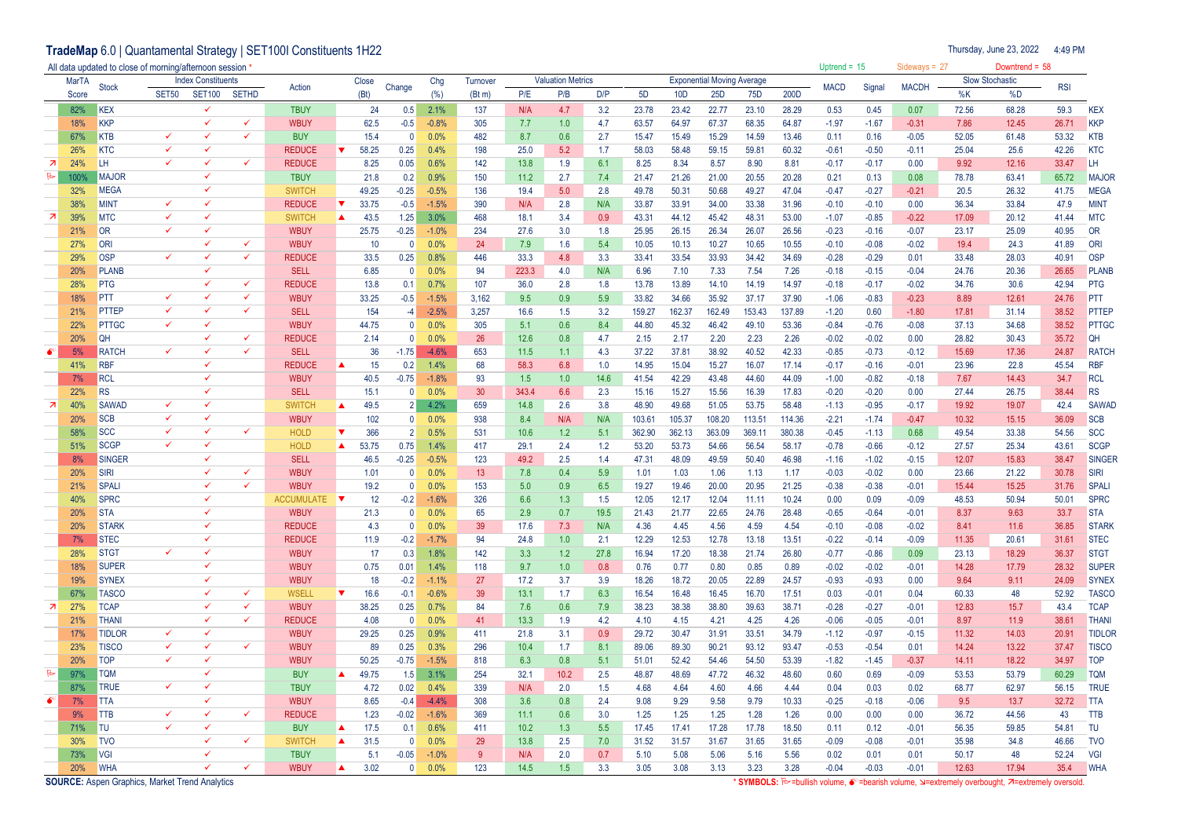**TradeMap** 6.0 | Quantamental Strategy | SET100I Constituents 1H22

Thursday, June 23, 2022 4:49 PM

All data updated to close of morning/afternoon session *

Uptrend = 15 Sideways = 27 Downtrend = 58

| | MarTA Score | Stock | Index Constituents | | | Action | | Close (Bt) | Change | Chg (%) | Turnover (Bt m) | Valuation Metrics | | | Exponential Moving Average | | | | | MACD | Signal | MACDH | Slow Stochastic | | RSI | |
|---|---|---|---|---|---|---|---|---|---|---|---|---|---|---|---|---|---|---|---|---|---|---|---|---|---|---|
| | | | SET50 | SET100 | SETHD | | | | | | | P/E | P/B | D/P | 5D | 10D | 25D | 75D | 200D | | | | %K | %D | | |
| | 82% | KEX | | ✓ | | TBUY | | 24 | 0.5 | 2.1% | 137 | N/A | 4.7 | 3.2 | 23.78 | 23.42 | 22.77 | 23.10 | 28.29 | 0.53 | 0.45 | 0.07 | 72.56 | 68.28 | 59.3 | KEX |
| | 18% | KKP | | ✓ | ✓ | WBUY | | 62.5 | -0.5 | -0.8% | 305 | 7.7 | 1.0 | 4.7 | 63.57 | 64.97 | 67.37 | 68.35 | 64.87 | -1.97 | -1.67 | -0.31 | 7.86 | 12.45 | 26.71 | KKP |
| | 67% | KTB | ✓ | ✓ | ✓ | BUY | | 15.4 | 0 | 0.0% | 482 | 8.7 | 0.6 | 2.7 | 15.47 | 15.49 | 15.29 | 14.59 | 13.46 | 0.11 | 0.16 | -0.05 | 52.05 | 61.48 | 53.32 | KTB |
| | 26% | KTC | ✓ | ✓ | | REDUCE | ▼ | 58.25 | 0.25 | 0.4% | 198 | 25.0 | 5.2 | 1.7 | 58.03 | 58.48 | 59.15 | 59.81 | 60.32 | -0.61 | -0.50 | -0.11 | 25.04 | 25.6 | 42.26 | KTC |
| ↗ | 24% | LH | ✓ | ✓ | ✓ | REDUCE | | 8.25 | 0.05 | 0.6% | 142 | 13.8 | 1.9 | 6.1 | 8.25 | 8.34 | 8.57 | 8.90 | 8.81 | -0.17 | -0.17 | 0.00 | 9.92 | 12.16 | 33.47 | LH |
| ⊫ | 100% | MAJOR | | ✓ | | TBUY | | 21.8 | 0.2 | 0.9% | 150 | 11.2 | 2.7 | 7.4 | 21.47 | 21.26 | 21.00 | 20.55 | 20.28 | 0.21 | 0.13 | 0.08 | 78.78 | 63.41 | 65.72 | MAJOR |
| | 32% | MEGA | | ✓ | | SWITCH | | 49.25 | -0.25 | -0.5% | 136 | 19.4 | 5.0 | 2.8 | 49.78 | 50.31 | 50.68 | 49.27 | 47.04 | -0.47 | -0.27 | -0.21 | 20.5 | 26.32 | 41.75 | MEGA |
| | 38% | MINT | ✓ | ✓ | | REDUCE | ▼ | 33.75 | -0.5 | -1.5% | 390 | N/A | 2.8 | N/A | 33.87 | 33.91 | 34.00 | 33.38 | 31.96 | -0.10 | -0.10 | 0.00 | 36.34 | 33.84 | 47.9 | MINT |
| ↗ | 39% | MTC | ✓ | ✓ | | SWITCH | ▲ | 43.5 | 1.25 | 3.0% | 468 | 18.1 | 3.4 | 0.9 | 43.31 | 44.12 | 45.42 | 48.31 | 53.00 | -1.07 | -0.85 | -0.22 | 17.09 | 20.12 | 41.44 | MTC |
| | 21% | OR | ✓ | ✓ | | WBUY | | 25.75 | -0.25 | -1.0% | 234 | 27.6 | 3.0 | 1.8 | 25.95 | 26.15 | 26.34 | 26.07 | 26.56 | -0.23 | -0.16 | -0.07 | 23.17 | 25.09 | 40.95 | OR |
| | 27% | ORI | | ✓ | ✓ | WBUY | | 10 | 0 | 0.0% | 24 | 7.9 | 1.6 | 5.4 | 10.05 | 10.13 | 10.27 | 10.65 | 10.55 | -0.10 | -0.08 | -0.02 | 19.4 | 24.3 | 41.89 | ORI |
| | 29% | OSP | ✓ | ✓ | ✓ | REDUCE | | 33.5 | 0.25 | 0.8% | 446 | 33.3 | 4.8 | 3.3 | 33.41 | 33.54 | 33.93 | 34.42 | 34.69 | -0.28 | -0.29 | 0.01 | 33.48 | 28.03 | 40.91 | OSP |
| | 20% | PLANB | | ✓ | | SELL | | 6.85 | 0 | 0.0% | 94 | 223.3 | 4.0 | N/A | 6.96 | 7.10 | 7.33 | 7.54 | 7.26 | -0.18 | -0.15 | -0.04 | 24.76 | 20.36 | 26.65 | PLANB |
| | 28% | PTG | | ✓ | ✓ | REDUCE | | 13.8 | 0.1 | 0.7% | 107 | 36.0 | 2.8 | 1.8 | 13.78 | 13.89 | 14.10 | 14.19 | 14.97 | -0.18 | -0.17 | -0.02 | 34.76 | 30.6 | 42.94 | PTG |
| | 18% | PTT | ✓ | ✓ | ✓ | WBUY | | 33.25 | -0.5 | -1.5% | 3,162 | 9.5 | 0.9 | 5.9 | 33.82 | 34.66 | 35.92 | 37.17 | 37.90 | -1.06 | -0.83 | -0.23 | 8.89 | 12.61 | 24.76 | PTT |
| | 21% | PTTEP | ✓ | ✓ | ✓ | SELL | | 154 | -4 | -2.5% | 3,257 | 16.6 | 1.5 | 3.2 | 159.27 | 162.37 | 162.49 | 153.43 | 137.89 | -1.20 | 0.60 | -1.80 | 17.81 | 31.14 | 38.52 | PTTEP |
| | 22% | PTTGC | ✓ | ✓ | | WBUY | | 44.75 | 0 | 0.0% | 305 | 5.1 | 0.6 | 8.4 | 44.80 | 45.32 | 46.42 | 49.10 | 53.36 | -0.84 | -0.76 | -0.08 | 37.13 | 34.68 | 38.52 | PTTGC |
| | 20% | QH | | ✓ | ✓ | REDUCE | | 2.14 | 0 | 0.0% | 26 | 12.6 | 0.8 | 4.7 | 2.15 | 2.17 | 2.20 | 2.23 | 2.26 | -0.02 | -0.02 | 0.00 | 28.82 | 30.43 | 35.72 | QH |
| ● | 5% | RATCH | ✓ | ✓ | ✓ | SELL | | 36 | -1.75 | -4.6% | 653 | 11.5 | 1.1 | 4.3 | 37.22 | 37.81 | 38.92 | 40.52 | 42.33 | -0.85 | -0.73 | -0.12 | 15.69 | 17.36 | 24.87 | RATCH |
| | 41% | RBF | | ✓ | | REDUCE | ▲ | 15 | 0.2 | 1.4% | 68 | 58.3 | 6.8 | 1.0 | 14.95 | 15.04 | 15.27 | 16.07 | 17.14 | -0.17 | -0.16 | -0.01 | 23.96 | 22.8 | 45.54 | RBF |
| | 7% | RCL | | ✓ | | WBUY | | 40.5 | -0.75 | -1.8% | 93 | 1.5 | 1.0 | 14.6 | 41.54 | 42.29 | 43.48 | 44.60 | 44.09 | -1.00 | -0.82 | -0.18 | 7.67 | 14.43 | 34.7 | RCL |
| | 22% | RS | | ✓ | | SELL | | 15.1 | 0 | 0.0% | 30 | 343.4 | 6.6 | 2.3 | 15.16 | 15.27 | 15.56 | 16.39 | 17.83 | -0.20 | -0.20 | 0.00 | 27.44 | 26.75 | 38.44 | RS |
| ↗ | 40% | SAWAD | ✓ | ✓ | | SWITCH | ▲ | 49.5 | 2 | 4.2% | 659 | 14.8 | 2.6 | 3.8 | 48.90 | 49.68 | 51.05 | 53.75 | 58.48 | -1.13 | -0.95 | -0.17 | 19.92 | 19.07 | 42.4 | SAWAD |
| | 20% | SCB | ✓ | ✓ | | WBUY | | 102 | 0 | 0.0% | 938 | 8.4 | N/A | N/A | 103.61 | 105.37 | 108.20 | 113.51 | 114.36 | -2.21 | -1.74 | -0.47 | 10.32 | 15.15 | 36.09 | SCB |
| | 58% | SCC | ✓ | ✓ | ✓ | HOLD | ▼ | 366 | 2 | 0.5% | 531 | 10.6 | 1.2 | 5.1 | 362.90 | 362.13 | 363.09 | 369.11 | 380.38 | -0.45 | -1.13 | 0.68 | 49.54 | 33.38 | 54.56 | SCC |
| | 51% | SCGP | ✓ | ✓ | | HOLD | ▲ | 53.75 | 0.75 | 1.4% | 417 | 29.1 | 2.4 | 1.2 | 53.20 | 53.73 | 54.66 | 56.54 | 58.17 | -0.78 | -0.66 | -0.12 | 27.57 | 25.34 | 43.61 | SCGP |
| | 8% | SINGER | | ✓ | | SELL | | 46.5 | -0.25 | -0.5% | 123 | 49.2 | 2.5 | 1.4 | 47.31 | 48.09 | 49.59 | 50.40 | 46.98 | -1.16 | -1.02 | -0.15 | 12.07 | 15.83 | 38.47 | SINGER |
| | 20% | SIRI | | ✓ | ✓ | WBUY | | 1.01 | 0 | 0.0% | 13 | 7.8 | 0.4 | 5.9 | 1.01 | 1.03 | 1.06 | 1.13 | 1.17 | -0.03 | -0.02 | 0.00 | 23.66 | 21.22 | 30.78 | SIRI |
| | 21% | SPALI | | ✓ | ✓ | WBUY | | 19.2 | 0 | 0.0% | 153 | 5.0 | 0.9 | 6.5 | 19.27 | 19.46 | 20.00 | 20.95 | 21.25 | -0.38 | -0.38 | -0.01 | 15.44 | 15.25 | 31.76 | SPALI |
| | 40% | SPRC | | ✓ | | ACCUMULATE | ▼ | 12 | -0.2 | -1.6% | 326 | 6.6 | 1.3 | 1.5 | 12.05 | 12.17 | 12.04 | 11.11 | 10.24 | 0.00 | 0.09 | -0.09 | 48.53 | 50.94 | 50.01 | SPRC |
| | 20% | STA | | ✓ | | WBUY | | 21.3 | 0 | 0.0% | 65 | 2.9 | 0.7 | 19.5 | 21.43 | 21.77 | 22.65 | 24.76 | 28.48 | -0.65 | -0.64 | -0.01 | 8.37 | 9.63 | 33.7 | STA |
| | 20% | STARK | | ✓ | | REDUCE | | 4.3 | 0 | 0.0% | 39 | 17.6 | 7.3 | N/A | 4.36 | 4.45 | 4.56 | 4.59 | 4.54 | -0.10 | -0.08 | -0.02 | 8.41 | 11.6 | 36.85 | STARK |
| | 7% | STEC | | ✓ | | REDUCE | | 11.9 | -0.2 | -1.7% | 94 | 24.8 | 1.0 | 2.1 | 12.29 | 12.53 | 12.78 | 13.18 | 13.51 | -0.22 | -0.14 | -0.09 | 11.35 | 20.61 | 31.61 | STEC |
| | 28% | STGT | ✓ | ✓ | | WBUY | | 17 | 0.3 | 1.8% | 142 | 3.3 | 1.2 | 27.8 | 16.94 | 17.20 | 18.38 | 21.74 | 26.80 | -0.77 | -0.86 | 0.09 | 23.13 | 18.29 | 36.37 | STGT |
| | 18% | SUPER | | ✓ | | WBUY | | 0.75 | 0.01 | 1.4% | 118 | 9.7 | 1.0 | 0.8 | 0.76 | 0.77 | 0.80 | 0.85 | 0.89 | -0.02 | -0.02 | -0.01 | 14.28 | 17.79 | 28.32 | SUPER |
| | 19% | SYNEX | | ✓ | | WBUY | | 18 | -0.2 | -1.1% | 27 | 17.2 | 3.7 | 3.9 | 18.26 | 18.72 | 20.05 | 22.89 | 24.57 | -0.93 | -0.93 | 0.00 | 9.64 | 9.11 | 24.09 | SYNEX |
| | 67% | TASCO | | ✓ | ✓ | WSELL | ▼ | 16.6 | -0.1 | -0.6% | 39 | 13.1 | 1.7 | 6.3 | 16.54 | 16.48 | 16.45 | 16.70 | 17.51 | 0.03 | -0.01 | 0.04 | 60.33 | 48 | 52.92 | TASCO |
| ↗ | 27% | TCAP | | ✓ | ✓ | WBUY | | 38.25 | 0.25 | 0.7% | 84 | 7.6 | 0.6 | 7.9 | 38.23 | 38.38 | 38.80 | 39.63 | 38.71 | -0.28 | -0.27 | -0.01 | 12.83 | 15.7 | 43.4 | TCAP |
| | 21% | THANI | | ✓ | ✓ | REDUCE | | 4.08 | 0 | 0.0% | 41 | 13.3 | 1.9 | 4.2 | 4.10 | 4.15 | 4.21 | 4.25 | 4.26 | -0.06 | -0.05 | -0.01 | 8.97 | 11.9 | 38.61 | THANI |
| | 17% | TIDLOR | ✓ | ✓ | | WBUY | | 29.25 | 0.25 | 0.9% | 411 | 21.8 | 3.1 | 0.9 | 29.72 | 30.47 | 31.91 | 33.51 | 34.79 | -1.12 | -0.97 | -0.15 | 11.32 | 14.03 | 20.91 | TIDLOR |
| | 23% | TISCO | ✓ | ✓ | ✓ | WBUY | | 89 | 0.25 | 0.3% | 296 | 10.4 | 1.7 | 8.1 | 89.06 | 89.30 | 90.21 | 93.12 | 93.47 | -0.53 | -0.54 | 0.01 | 14.24 | 13.22 | 37.47 | TISCO |
| | 20% | TOP | ✓ | ✓ | | WBUY | | 50.25 | -0.75 | -1.5% | 818 | 6.3 | 0.8 | 5.1 | 51.01 | 52.42 | 54.46 | 54.50 | 53.39 | -1.82 | -1.45 | -0.37 | 14.11 | 18.22 | 34.97 | TOP |
| ⊫ | 97% | TQM | | ✓ | | BUY | ▲ | 49.75 | 1.5 | 3.1% | 254 | 32.1 | 10.2 | 2.5 | 48.87 | 48.69 | 47.72 | 46.32 | 48.60 | 0.60 | 0.69 | -0.09 | 53.53 | 53.79 | 60.29 | TQM |
| | 87% | TRUE | ✓ | ✓ | | TBUY | | 4.72 | 0.02 | 0.4% | 339 | N/A | 2.0 | 1.5 | 4.68 | 4.64 | 4.60 | 4.66 | 4.44 | 0.04 | 0.03 | 0.02 | 68.77 | 62.97 | 56.15 | TRUE |
| ● | 7% | TTA | | ✓ | | WBUY | | 8.65 | -0.4 | -4.4% | 308 | 3.6 | 0.8 | 2.4 | 9.08 | 9.29 | 9.58 | 9.79 | 10.33 | -0.25 | -0.18 | -0.06 | 9.5 | 13.7 | 32.72 | TTA |
| | 9% | TTB | ✓ | ✓ | ✓ | REDUCE | | 1.23 | -0.02 | -1.6% | 369 | 11.1 | 0.6 | 3.0 | 1.25 | 1.25 | 1.25 | 1.28 | 1.26 | 0.00 | 0.00 | 0.00 | 36.72 | 44.56 | 43 | TTB |
| | 71% | TU | ✓ | ✓ | | BUY | ▲ | 17.5 | 0.1 | 0.6% | 411 | 10.2 | 1.3 | 5.5 | 17.45 | 17.41 | 17.28 | 17.78 | 18.50 | 0.11 | 0.12 | -0.01 | 56.35 | 59.85 | 54.81 | TU |
| | 30% | TVO | | ✓ | ✓ | SWITCH | ▲ | 31.5 | 0 | 0.0% | 29 | 13.8 | 2.5 | 7.0 | 31.52 | 31.57 | 31.67 | 31.65 | 31.65 | -0.09 | -0.08 | -0.01 | 35.98 | 34.8 | 46.66 | TVO |
| | 73% | VGI | | ✓ | | TBUY | | 5.1 | -0.05 | -1.0% | 9 | N/A | 2.0 | 0.7 | 5.10 | 5.08 | 5.06 | 5.16 | 5.56 | 0.02 | 0.01 | 0.01 | 50.17 | 48 | 52.24 | VGI |
| | 20% | WHA | | ✓ | ✓ | WBUY | ▲ | 3.02 | 0 | 0.0% | 123 | 14.5 | 1.5 | 3.3 | 3.05 | 3.08 | 3.13 | 3.23 | 3.28 | -0.04 | -0.03 | -0.01 | 12.63 | 17.94 | 35.4 | WHA |

**SOURCE:** Aspen Graphics, Market Trend Analytics

* **SYMBOLS:** ⊫=bullish volume, ●=bearish volume, ↘=extremely overbought, ↗=extremely oversold.